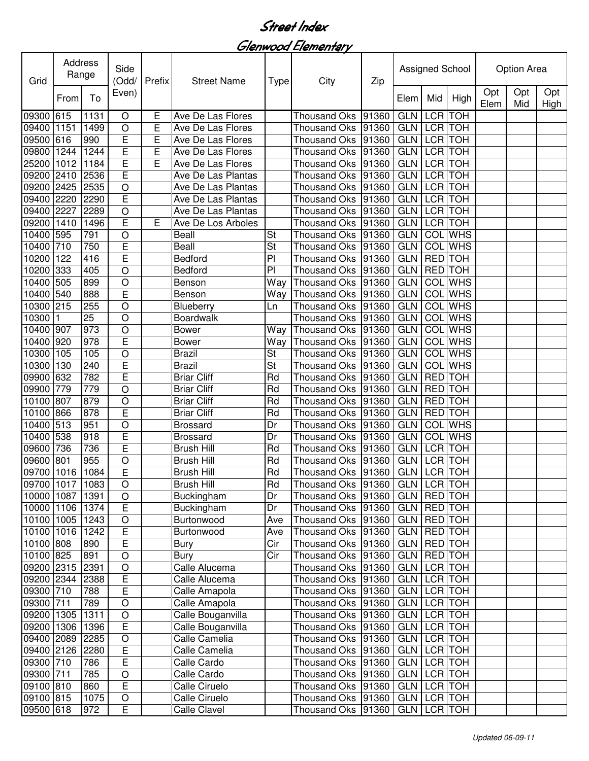# Street Index

## Glenwood Elementary

| Grid | Address Range | | Side (Odd/ Even) | Prefix | Street Name | Type | City | Zip | Assigned School | | | Option Area | | |
|---|---|---|---|---|---|---|---|---|---|---|---|---|---|---|
| | From | To | | | | | | | Elem | Mid | High | Opt Elem | Opt Mid | Opt High |
| 09300 | 615 | 1131 | O | E | Ave De Las Flores | | Thousand Oks | 91360 | GLN | LCR | TOH | | | |
| 09400 | 1151 | 1499 | O | E | Ave De Las Flores | | Thousand Oks | 91360 | GLN | LCR | TOH | | | |
| 09500 | 616 | 990 | E | E | Ave De Las Flores | | Thousand Oks | 91360 | GLN | LCR | TOH | | | |
| 09800 | 1244 | 1244 | E | E | Ave De Las Flores | | Thousand Oks | 91360 | GLN | LCR | TOH | | | |
| 25200 | 1012 | 1184 | E | E | Ave De Las Flores | | Thousand Oks | 91360 | GLN | LCR | TOH | | | |
| 09200 | 2410 | 2536 | E | | Ave De Las Plantas | | Thousand Oks | 91360 | GLN | LCR | TOH | | | |
| 09200 | 2425 | 2535 | O | | Ave De Las Plantas | | Thousand Oks | 91360 | GLN | LCR | TOH | | | |
| 09400 | 2220 | 2290 | E | | Ave De Las Plantas | | Thousand Oks | 91360 | GLN | LCR | TOH | | | |
| 09400 | 2227 | 2289 | O | | Ave De Las Plantas | | Thousand Oks | 91360 | GLN | LCR | TOH | | | |
| 09200 | 1410 | 1496 | E | E | Ave De Los Arboles | | Thousand Oks | 91360 | GLN | LCR | TOH | | | |
| 10400 | 595 | 791 | O | | Beall | St | Thousand Oks | 91360 | GLN | COL | WHS | | | |
| 10400 | 710 | 750 | E | | Beall | St | Thousand Oks | 91360 | GLN | COL | WHS | | | |
| 10200 | 122 | 416 | E | | Bedford | Pl | Thousand Oks | 91360 | GLN | RED | TOH | | | |
| 10200 | 333 | 405 | O | | Bedford | Pl | Thousand Oks | 91360 | GLN | RED | TOH | | | |
| 10400 | 505 | 899 | O | | Benson | Way | Thousand Oks | 91360 | GLN | COL | WHS | | | |
| 10400 | 540 | 888 | E | | Benson | Way | Thousand Oks | 91360 | GLN | COL | WHS | | | |
| 10300 | 215 | 255 | O | | Blueberry | Ln | Thousand Oks | 91360 | GLN | COL | WHS | | | |
| 10300 | 1 | 25 | O | | Boardwalk | | Thousand Oks | 91360 | GLN | COL | WHS | | | |
| 10400 | 907 | 973 | O | | Bower | Way | Thousand Oks | 91360 | GLN | COL | WHS | | | |
| 10400 | 920 | 978 | E | | Bower | Way | Thousand Oks | 91360 | GLN | COL | WHS | | | |
| 10300 | 105 | 105 | O | | Brazil | St | Thousand Oks | 91360 | GLN | COL | WHS | | | |
| 10300 | 130 | 240 | E | | Brazil | St | Thousand Oks | 91360 | GLN | COL | WHS | | | |
| 09900 | 632 | 782 | E | | Briar Cliff | Rd | Thousand Oks | 91360 | GLN | RED | TOH | | | |
| 09900 | 779 | 779 | O | | Briar Cliff | Rd | Thousand Oks | 91360 | GLN | RED | TOH | | | |
| 10100 | 807 | 879 | O | | Briar Cliff | Rd | Thousand Oks | 91360 | GLN | RED | TOH | | | |
| 10100 | 866 | 878 | E | | Briar Cliff | Rd | Thousand Oks | 91360 | GLN | RED | TOH | | | |
| 10400 | 513 | 951 | O | | Brossard | Dr | Thousand Oks | 91360 | GLN | COL | WHS | | | |
| 10400 | 538 | 918 | E | | Brossard | Dr | Thousand Oks | 91360 | GLN | COL | WHS | | | |
| 09600 | 736 | 736 | E | | Brush Hill | Rd | Thousand Oks | 91360 | GLN | LCR | TOH | | | |
| 09600 | 801 | 955 | O | | Brush Hill | Rd | Thousand Oks | 91360 | GLN | LCR | TOH | | | |
| 09700 | 1016 | 1084 | E | | Brush Hill | Rd | Thousand Oks | 91360 | GLN | LCR | TOH | | | |
| 09700 | 1017 | 1083 | O | | Brush Hill | Rd | Thousand Oks | 91360 | GLN | LCR | TOH | | | |
| 10000 | 1087 | 1391 | O | | Buckingham | Dr | Thousand Oks | 91360 | GLN | RED | TOH | | | |
| 10000 | 1106 | 1374 | E | | Buckingham | Dr | Thousand Oks | 91360 | GLN | RED | TOH | | | |
| 10100 | 1005 | 1243 | O | | Burtonwood | Ave | Thousand Oks | 91360 | GLN | RED | TOH | | | |
| 10100 | 1016 | 1242 | E | | Burtonwood | Ave | Thousand Oks | 91360 | GLN | RED | TOH | | | |
| 10100 | 808 | 890 | E | | Bury | Cir | Thousand Oks | 91360 | GLN | RED | TOH | | | |
| 10100 | 825 | 891 | O | | Bury | Cir | Thousand Oks | 91360 | GLN | RED | TOH | | | |
| 09200 | 2315 | 2391 | O | | Calle Alucema | | Thousand Oks | 91360 | GLN | LCR | TOH | | | |
| 09200 | 2344 | 2388 | E | | Calle Alucema | | Thousand Oks | 91360 | GLN | LCR | TOH | | | |
| 09300 | 710 | 788 | E | | Calle Amapola | | Thousand Oks | 91360 | GLN | LCR | TOH | | | |
| 09300 | 711 | 789 | O | | Calle Amapola | | Thousand Oks | 91360 | GLN | LCR | TOH | | | |
| 09200 | 1305 | 1311 | O | | Calle Bouganvilla | | Thousand Oks | 91360 | GLN | LCR | TOH | | | |
| 09200 | 1306 | 1396 | E | | Calle Bouganvilla | | Thousand Oks | 91360 | GLN | LCR | TOH | | | |
| 09400 | 2089 | 2285 | O | | Calle Camelia | | Thousand Oks | 91360 | GLN | LCR | TOH | | | |
| 09400 | 2126 | 2280 | E | | Calle Camelia | | Thousand Oks | 91360 | GLN | LCR | TOH | | | |
| 09300 | 710 | 786 | E | | Calle Cardo | | Thousand Oks | 91360 | GLN | LCR | TOH | | | |
| 09300 | 711 | 785 | O | | Calle Cardo | | Thousand Oks | 91360 | GLN | LCR | TOH | | | |
| 09100 | 810 | 860 | E | | Calle Ciruelo | | Thousand Oks | 91360 | GLN | LCR | TOH | | | |
| 09100 | 815 | 1075 | O | | Calle Ciruelo | | Thousand Oks | 91360 | GLN | LCR | TOH | | | |
| 09500 | 618 | 972 | E | | Calle Clavel | | Thousand Oks | 91360 | GLN | LCR | TOH | | | |

*Updated 06-09-11*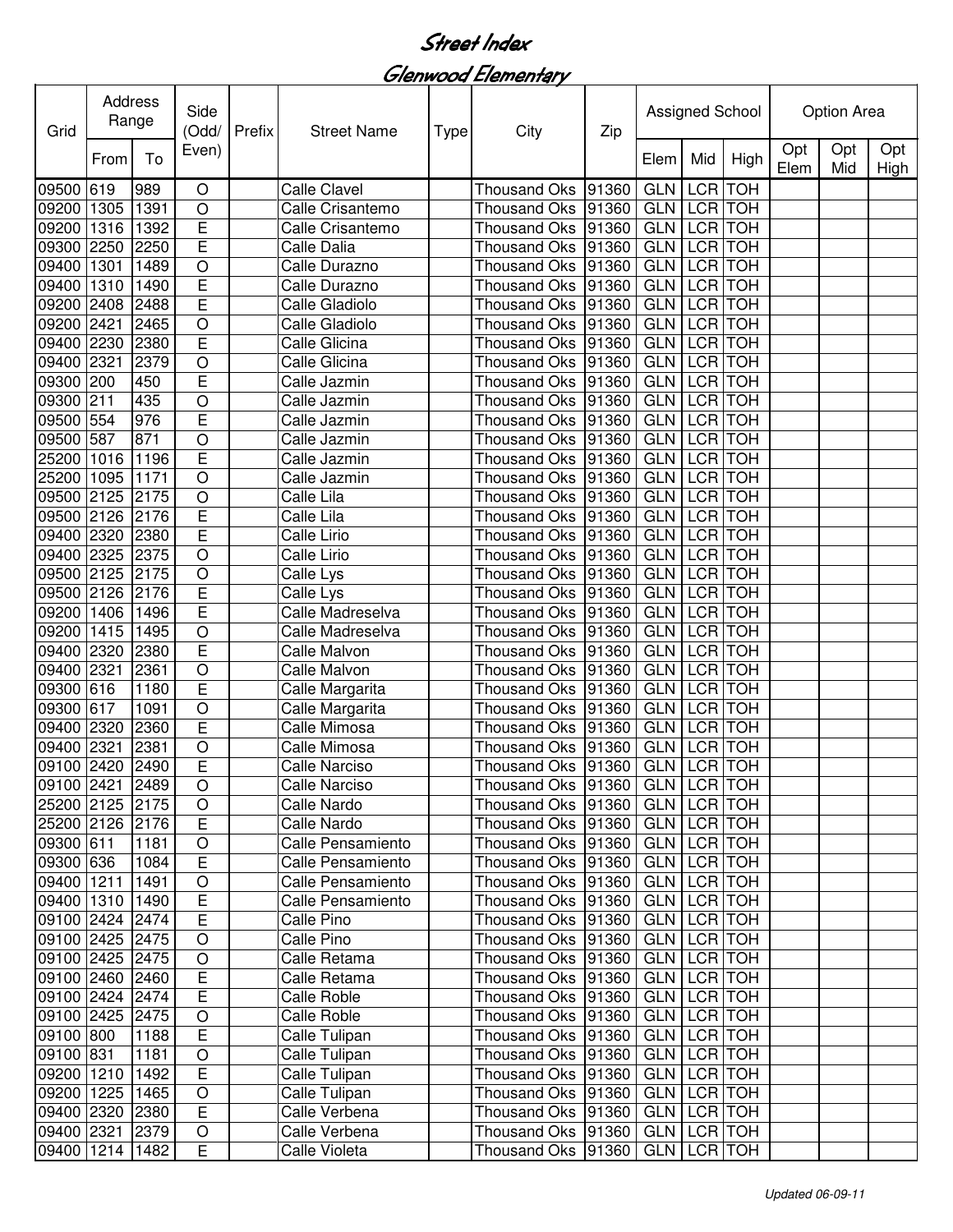# Street Index

## Glenwood Elementary

| Grid | Address Range | | Side (Odd/ Even) | Prefix | Street Name | Type | City | Zip | Assigned School | | | Option Area | | |
|---|---|---|---|---|---|---|---|---|---|---|---|---|---|---|
| | From | To | | | | | | | Elem | Mid | High | Opt Elem | Opt Mid | Opt High |
| 09500 | 619 | 989 | O | | Calle Clavel | | Thousand Oks | 91360 | GLN | LCR | TOH | | | |
| 09200 | 1305 | 1391 | O | | Calle Crisantemo | | Thousand Oks | 91360 | GLN | LCR | TOH | | | |
| 09200 | 1316 | 1392 | E | | Calle Crisantemo | | Thousand Oks | 91360 | GLN | LCR | TOH | | | |
| 09300 | 2250 | 2250 | E | | Calle Dalia | | Thousand Oks | 91360 | GLN | LCR | TOH | | | |
| 09400 | 1301 | 1489 | O | | Calle Durazno | | Thousand Oks | 91360 | GLN | LCR | TOH | | | |
| 09400 | 1310 | 1490 | E | | Calle Durazno | | Thousand Oks | 91360 | GLN | LCR | TOH | | | |
| 09200 | 2408 | 2488 | E | | Calle Gladiolo | | Thousand Oks | 91360 | GLN | LCR | TOH | | | |
| 09200 | 2421 | 2465 | O | | Calle Gladiolo | | Thousand Oks | 91360 | GLN | LCR | TOH | | | |
| 09400 | 2230 | 2380 | E | | Calle Glicina | | Thousand Oks | 91360 | GLN | LCR | TOH | | | |
| 09400 | 2321 | 2379 | O | | Calle Glicina | | Thousand Oks | 91360 | GLN | LCR | TOH | | | |
| 09300 | 200 | 450 | E | | Calle Jazmin | | Thousand Oks | 91360 | GLN | LCR | TOH | | | |
| 09300 | 211 | 435 | O | | Calle Jazmin | | Thousand Oks | 91360 | GLN | LCR | TOH | | | |
| 09500 | 554 | 976 | E | | Calle Jazmin | | Thousand Oks | 91360 | GLN | LCR | TOH | | | |
| 09500 | 587 | 871 | O | | Calle Jazmin | | Thousand Oks | 91360 | GLN | LCR | TOH | | | |
| 25200 | 1016 | 1196 | E | | Calle Jazmin | | Thousand Oks | 91360 | GLN | LCR | TOH | | | |
| 25200 | 1095 | 1171 | O | | Calle Jazmin | | Thousand Oks | 91360 | GLN | LCR | TOH | | | |
| 09500 | 2125 | 2175 | O | | Calle Lila | | Thousand Oks | 91360 | GLN | LCR | TOH | | | |
| 09500 | 2126 | 2176 | E | | Calle Lila | | Thousand Oks | 91360 | GLN | LCR | TOH | | | |
| 09400 | 2320 | 2380 | E | | Calle Lirio | | Thousand Oks | 91360 | GLN | LCR | TOH | | | |
| 09400 | 2325 | 2375 | O | | Calle Lirio | | Thousand Oks | 91360 | GLN | LCR | TOH | | | |
| 09500 | 2125 | 2175 | O | | Calle Lys | | Thousand Oks | 91360 | GLN | LCR | TOH | | | |
| 09500 | 2126 | 2176 | E | | Calle Lys | | Thousand Oks | 91360 | GLN | LCR | TOH | | | |
| 09200 | 1406 | 1496 | E | | Calle Madreselva | | Thousand Oks | 91360 | GLN | LCR | TOH | | | |
| 09200 | 1415 | 1495 | O | | Calle Madreselva | | Thousand Oks | 91360 | GLN | LCR | TOH | | | |
| 09400 | 2320 | 2380 | E | | Calle Malvon | | Thousand Oks | 91360 | GLN | LCR | TOH | | | |
| 09400 | 2321 | 2361 | O | | Calle Malvon | | Thousand Oks | 91360 | GLN | LCR | TOH | | | |
| 09300 | 616 | 1180 | E | | Calle Margarita | | Thousand Oks | 91360 | GLN | LCR | TOH | | | |
| 09300 | 617 | 1091 | O | | Calle Margarita | | Thousand Oks | 91360 | GLN | LCR | TOH | | | |
| 09400 | 2320 | 2360 | E | | Calle Mimosa | | Thousand Oks | 91360 | GLN | LCR | TOH | | | |
| 09400 | 2321 | 2381 | O | | Calle Mimosa | | Thousand Oks | 91360 | GLN | LCR | TOH | | | |
| 09100 | 2420 | 2490 | E | | Calle Narciso | | Thousand Oks | 91360 | GLN | LCR | TOH | | | |
| 09100 | 2421 | 2489 | O | | Calle Narciso | | Thousand Oks | 91360 | GLN | LCR | TOH | | | |
| 25200 | 2125 | 2175 | O | | Calle Nardo | | Thousand Oks | 91360 | GLN | LCR | TOH | | | |
| 25200 | 2126 | 2176 | E | | Calle Nardo | | Thousand Oks | 91360 | GLN | LCR | TOH | | | |
| 09300 | 611 | 1181 | O | | Calle Pensamiento | | Thousand Oks | 91360 | GLN | LCR | TOH | | | |
| 09300 | 636 | 1084 | E | | Calle Pensamiento | | Thousand Oks | 91360 | GLN | LCR | TOH | | | |
| 09400 | 1211 | 1491 | O | | Calle Pensamiento | | Thousand Oks | 91360 | GLN | LCR | TOH | | | |
| 09400 | 1310 | 1490 | E | | Calle Pensamiento | | Thousand Oks | 91360 | GLN | LCR | TOH | | | |
| 09100 | 2424 | 2474 | E | | Calle Pino | | Thousand Oks | 91360 | GLN | LCR | TOH | | | |
| 09100 | 2425 | 2475 | O | | Calle Pino | | Thousand Oks | 91360 | GLN | LCR | TOH | | | |
| 09100 | 2425 | 2475 | O | | Calle Retama | | Thousand Oks | 91360 | GLN | LCR | TOH | | | |
| 09100 | 2460 | 2460 | E | | Calle Retama | | Thousand Oks | 91360 | GLN | LCR | TOH | | | |
| 09100 | 2424 | 2474 | E | | Calle Roble | | Thousand Oks | 91360 | GLN | LCR | TOH | | | |
| 09100 | 2425 | 2475 | O | | Calle Roble | | Thousand Oks | 91360 | GLN | LCR | TOH | | | |
| 09100 | 800 | 1188 | E | | Calle Tulipan | | Thousand Oks | 91360 | GLN | LCR | TOH | | | |
| 09100 | 831 | 1181 | O | | Calle Tulipan | | Thousand Oks | 91360 | GLN | LCR | TOH | | | |
| 09200 | 1210 | 1492 | E | | Calle Tulipan | | Thousand Oks | 91360 | GLN | LCR | TOH | | | |
| 09200 | 1225 | 1465 | O | | Calle Tulipan | | Thousand Oks | 91360 | GLN | LCR | TOH | | | |
| 09400 | 2320 | 2380 | E | | Calle Verbena | | Thousand Oks | 91360 | GLN | LCR | TOH | | | |
| 09400 | 2321 | 2379 | O | | Calle Verbena | | Thousand Oks | 91360 | GLN | LCR | TOH | | | |
| 09400 | 1214 | 1482 | E | | Calle Violeta | | Thousand Oks | 91360 | GLN | LCR | TOH | | | |

*Updated 06-09-11*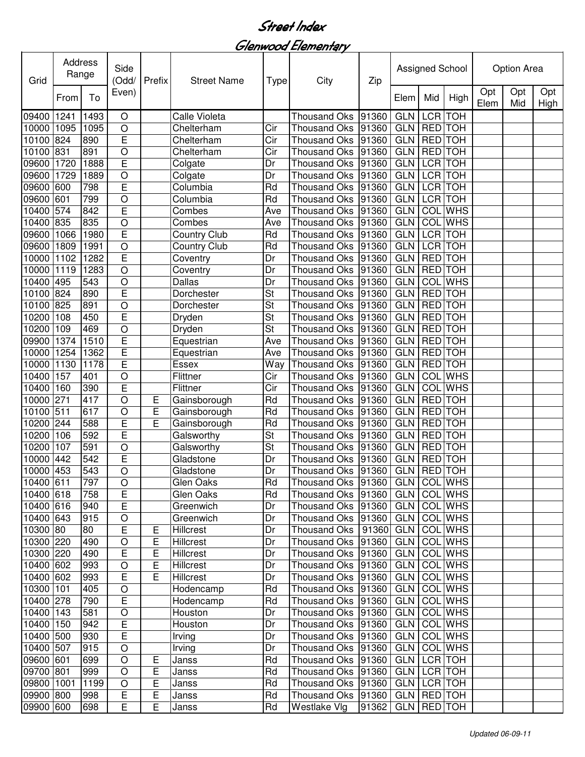# Street Index

## Glenwood Elementary

| Grid | Address Range | | Side (Odd/ Even) | Prefix | Street Name | Type | City | Zip | Assigned School | | | Option Area | | |
|---|---|---|---|---|---|---|---|---|---|---|---|---|---|---|
| | From | To | | | | | | | Elem | Mid | High | Opt Elem | Opt Mid | Opt High |
| 09400 | 1241 | 1493 | O | | Calle Violeta | | Thousand Oks | 91360 | GLN | LCR | TOH | | | |
| 10000 | 1095 | 1095 | O | | Chelterham | Cir | Thousand Oks | 91360 | GLN | RED | TOH | | | |
| 10100 | 824 | 890 | E | | Chelterham | Cir | Thousand Oks | 91360 | GLN | RED | TOH | | | |
| 10100 | 831 | 891 | O | | Chelterham | Cir | Thousand Oks | 91360 | GLN | RED | TOH | | | |
| 09600 | 1720 | 1888 | E | | Colgate | Dr | Thousand Oks | 91360 | GLN | LCR | TOH | | | |
| 09600 | 1729 | 1889 | O | | Colgate | Dr | Thousand Oks | 91360 | GLN | LCR | TOH | | | |
| 09600 | 600 | 798 | E | | Columbia | Rd | Thousand Oks | 91360 | GLN | LCR | TOH | | | |
| 09600 | 601 | 799 | O | | Columbia | Rd | Thousand Oks | 91360 | GLN | LCR | TOH | | | |
| 10400 | 574 | 842 | E | | Combes | Ave | Thousand Oks | 91360 | GLN | COL | WHS | | | |
| 10400 | 835 | 835 | O | | Combes | Ave | Thousand Oks | 91360 | GLN | COL | WHS | | | |
| 09600 | 1066 | 1980 | E | | Country Club | Rd | Thousand Oks | 91360 | GLN | LCR | TOH | | | |
| 09600 | 1809 | 1991 | O | | Country Club | Rd | Thousand Oks | 91360 | GLN | LCR | TOH | | | |
| 10000 | 1102 | 1282 | E | | Coventry | Dr | Thousand Oks | 91360 | GLN | RED | TOH | | | |
| 10000 | 1119 | 1283 | O | | Coventry | Dr | Thousand Oks | 91360 | GLN | RED | TOH | | | |
| 10400 | 495 | 543 | O | | Dallas | Dr | Thousand Oks | 91360 | GLN | COL | WHS | | | |
| 10100 | 824 | 890 | E | | Dorchester | St | Thousand Oks | 91360 | GLN | RED | TOH | | | |
| 10100 | 825 | 891 | O | | Dorchester | St | Thousand Oks | 91360 | GLN | RED | TOH | | | |
| 10200 | 108 | 450 | E | | Dryden | St | Thousand Oks | 91360 | GLN | RED | TOH | | | |
| 10200 | 109 | 469 | O | | Dryden | St | Thousand Oks | 91360 | GLN | RED | TOH | | | |
| 09900 | 1374 | 1510 | E | | Equestrian | Ave | Thousand Oks | 91360 | GLN | RED | TOH | | | |
| 10000 | 1254 | 1362 | E | | Equestrian | Ave | Thousand Oks | 91360 | GLN | RED | TOH | | | |
| 10000 | 1130 | 1178 | E | | Essex | Way | Thousand Oks | 91360 | GLN | RED | TOH | | | |
| 10400 | 157 | 401 | O | | Flittner | Cir | Thousand Oks | 91360 | GLN | COL | WHS | | | |
| 10400 | 160 | 390 | E | | Flittner | Cir | Thousand Oks | 91360 | GLN | COL | WHS | | | |
| 10000 | 271 | 417 | O | E | Gainsborough | Rd | Thousand Oks | 91360 | GLN | RED | TOH | | | |
| 10100 | 511 | 617 | O | E | Gainsborough | Rd | Thousand Oks | 91360 | GLN | RED | TOH | | | |
| 10200 | 244 | 588 | E | E | Gainsborough | Rd | Thousand Oks | 91360 | GLN | RED | TOH | | | |
| 10200 | 106 | 592 | E | | Galsworthy | St | Thousand Oks | 91360 | GLN | RED | TOH | | | |
| 10200 | 107 | 591 | O | | Galsworthy | St | Thousand Oks | 91360 | GLN | RED | TOH | | | |
| 10000 | 442 | 542 | E | | Gladstone | Dr | Thousand Oks | 91360 | GLN | RED | TOH | | | |
| 10000 | 453 | 543 | O | | Gladstone | Dr | Thousand Oks | 91360 | GLN | RED | TOH | | | |
| 10400 | 611 | 797 | O | | Glen Oaks | Rd | Thousand Oks | 91360 | GLN | COL | WHS | | | |
| 10400 | 618 | 758 | E | | Glen Oaks | Rd | Thousand Oks | 91360 | GLN | COL | WHS | | | |
| 10400 | 616 | 940 | E | | Greenwich | Dr | Thousand Oks | 91360 | GLN | COL | WHS | | | |
| 10400 | 643 | 915 | O | | Greenwich | Dr | Thousand Oks | 91360 | GLN | COL | WHS | | | |
| 10300 | 80 | 80 | E | E | Hillcrest | Dr | Thousand Oks | 91360 | GLN | COL | WHS | | | |
| 10300 | 220 | 490 | O | E | Hillcrest | Dr | Thousand Oks | 91360 | GLN | COL | WHS | | | |
| 10300 | 220 | 490 | E | E | Hillcrest | Dr | Thousand Oks | 91360 | GLN | COL | WHS | | | |
| 10400 | 602 | 993 | O | E | Hillcrest | Dr | Thousand Oks | 91360 | GLN | COL | WHS | | | |
| 10400 | 602 | 993 | E | E | Hillcrest | Dr | Thousand Oks | 91360 | GLN | COL | WHS | | | |
| 10300 | 101 | 405 | O | | Hodencamp | Rd | Thousand Oks | 91360 | GLN | COL | WHS | | | |
| 10400 | 278 | 790 | E | | Hodencamp | Rd | Thousand Oks | 91360 | GLN | COL | WHS | | | |
| 10400 | 143 | 581 | O | | Houston | Dr | Thousand Oks | 91360 | GLN | COL | WHS | | | |
| 10400 | 150 | 942 | E | | Houston | Dr | Thousand Oks | 91360 | GLN | COL | WHS | | | |
| 10400 | 500 | 930 | E | | Irving | Dr | Thousand Oks | 91360 | GLN | COL | WHS | | | |
| 10400 | 507 | 915 | O | | Irving | Dr | Thousand Oks | 91360 | GLN | COL | WHS | | | |
| 09600 | 601 | 699 | O | E | Janss | Rd | Thousand Oks | 91360 | GLN | LCR | TOH | | | |
| 09700 | 801 | 999 | O | E | Janss | Rd | Thousand Oks | 91360 | GLN | LCR | TOH | | | |
| 09800 | 1001 | 1199 | O | E | Janss | Rd | Thousand Oks | 91360 | GLN | LCR | TOH | | | |
| 09900 | 800 | 998 | E | E | Janss | Rd | Thousand Oks | 91360 | GLN | RED | TOH | | | |
| 09900 | 600 | 698 | E | E | Janss | Rd | Westlake Vlg | 91362 | GLN | RED | TOH | | | |

*Updated 06-09-11*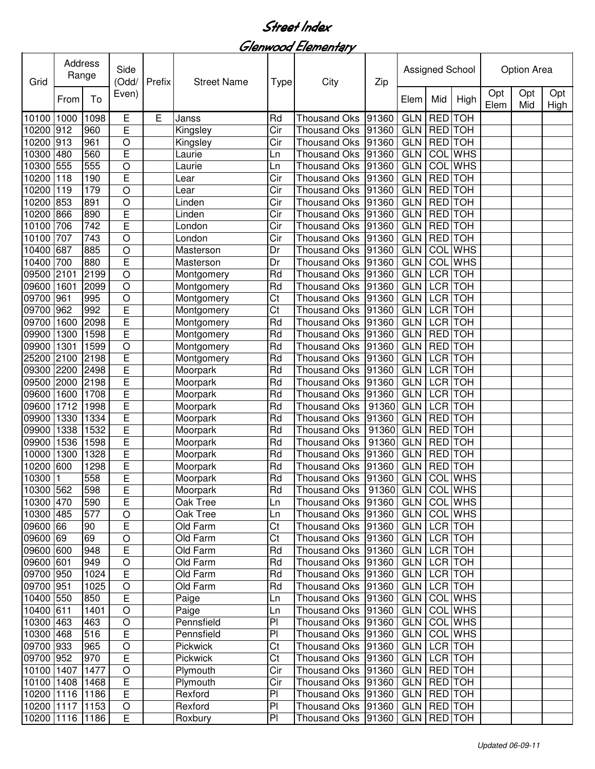# Street Index

## Glenwood Elementary

| Grid | Address Range | | Side (Odd/ Even) | Prefix | Street Name | Type | City | Zip | Assigned School | | | Option Area | | |
|---|---|---|---|---|---|---|---|---|---|---|---|---|---|---|
| | From | To | | | | | | | Elem | Mid | High | Opt Elem | Opt Mid | Opt High |
| 10100 | 1000 | 1098 | E | E | Janss | Rd | Thousand Oks | 91360 | GLN | RED | TOH | | | |
| 10200 | 912 | 960 | E | | Kingsley | Cir | Thousand Oks | 91360 | GLN | RED | TOH | | | |
| 10200 | 913 | 961 | O | | Kingsley | Cir | Thousand Oks | 91360 | GLN | RED | TOH | | | |
| 10300 | 480 | 560 | E | | Laurie | Ln | Thousand Oks | 91360 | GLN | COL | WHS | | | |
| 10300 | 555 | 555 | O | | Laurie | Ln | Thousand Oks | 91360 | GLN | COL | WHS | | | |
| 10200 | 118 | 190 | E | | Lear | Cir | Thousand Oks | 91360 | GLN | RED | TOH | | | |
| 10200 | 119 | 179 | O | | Lear | Cir | Thousand Oks | 91360 | GLN | RED | TOH | | | |
| 10200 | 853 | 891 | O | | Linden | Cir | Thousand Oks | 91360 | GLN | RED | TOH | | | |
| 10200 | 866 | 890 | E | | Linden | Cir | Thousand Oks | 91360 | GLN | RED | TOH | | | |
| 10100 | 706 | 742 | E | | London | Cir | Thousand Oks | 91360 | GLN | RED | TOH | | | |
| 10100 | 707 | 743 | O | | London | Cir | Thousand Oks | 91360 | GLN | RED | TOH | | | |
| 10400 | 687 | 885 | O | | Masterson | Dr | Thousand Oks | 91360 | GLN | COL | WHS | | | |
| 10400 | 700 | 880 | E | | Masterson | Dr | Thousand Oks | 91360 | GLN | COL | WHS | | | |
| 09500 | 2101 | 2199 | O | | Montgomery | Rd | Thousand Oks | 91360 | GLN | LCR | TOH | | | |
| 09600 | 1601 | 2099 | O | | Montgomery | Rd | Thousand Oks | 91360 | GLN | LCR | TOH | | | |
| 09700 | 961 | 995 | O | | Montgomery | Ct | Thousand Oks | 91360 | GLN | LCR | TOH | | | |
| 09700 | 962 | 992 | E | | Montgomery | Ct | Thousand Oks | 91360 | GLN | LCR | TOH | | | |
| 09700 | 1600 | 2098 | E | | Montgomery | Rd | Thousand Oks | 91360 | GLN | LCR | TOH | | | |
| 09900 | 1300 | 1598 | E | | Montgomery | Rd | Thousand Oks | 91360 | GLN | RED | TOH | | | |
| 09900 | 1301 | 1599 | O | | Montgomery | Rd | Thousand Oks | 91360 | GLN | RED | TOH | | | |
| 25200 | 2100 | 2198 | E | | Montgomery | Rd | Thousand Oks | 91360 | GLN | LCR | TOH | | | |
| 09300 | 2200 | 2498 | E | | Moorpark | Rd | Thousand Oks | 91360 | GLN | LCR | TOH | | | |
| 09500 | 2000 | 2198 | E | | Moorpark | Rd | Thousand Oks | 91360 | GLN | LCR | TOH | | | |
| 09600 | 1600 | 1708 | E | | Moorpark | Rd | Thousand Oks | 91360 | GLN | LCR | TOH | | | |
| 09600 | 1712 | 1998 | E | | Moorpark | Rd | Thousand Oks | 91360 | GLN | LCR | TOH | | | |
| 09900 | 1330 | 1334 | E | | Moorpark | Rd | Thousand Oks | 91360 | GLN | RED | TOH | | | |
| 09900 | 1338 | 1532 | E | | Moorpark | Rd | Thousand Oks | 91360 | GLN | RED | TOH | | | |
| 09900 | 1536 | 1598 | E | | Moorpark | Rd | Thousand Oks | 91360 | GLN | RED | TOH | | | |
| 10000 | 1300 | 1328 | E | | Moorpark | Rd | Thousand Oks | 91360 | GLN | RED | TOH | | | |
| 10200 | 600 | 1298 | E | | Moorpark | Rd | Thousand Oks | 91360 | GLN | RED | TOH | | | |
| 10300 | 1 | 558 | E | | Moorpark | Rd | Thousand Oks | 91360 | GLN | COL | WHS | | | |
| 10300 | 562 | 598 | E | | Moorpark | Rd | Thousand Oks | 91360 | GLN | COL | WHS | | | |
| 10300 | 470 | 590 | E | | Oak Tree | Ln | Thousand Oks | 91360 | GLN | COL | WHS | | | |
| 10300 | 485 | 577 | O | | Oak Tree | Ln | Thousand Oks | 91360 | GLN | COL | WHS | | | |
| 09600 | 66 | 90 | E | | Old Farm | Ct | Thousand Oks | 91360 | GLN | LCR | TOH | | | |
| 09600 | 69 | 69 | O | | Old Farm | Ct | Thousand Oks | 91360 | GLN | LCR | TOH | | | |
| 09600 | 600 | 948 | E | | Old Farm | Rd | Thousand Oks | 91360 | GLN | LCR | TOH | | | |
| 09600 | 601 | 949 | O | | Old Farm | Rd | Thousand Oks | 91360 | GLN | LCR | TOH | | | |
| 09700 | 950 | 1024 | E | | Old Farm | Rd | Thousand Oks | 91360 | GLN | LCR | TOH | | | |
| 09700 | 951 | 1025 | O | | Old Farm | Rd | Thousand Oks | 91360 | GLN | LCR | TOH | | | |
| 10400 | 550 | 850 | E | | Paige | Ln | Thousand Oks | 91360 | GLN | COL | WHS | | | |
| 10400 | 611 | 1401 | O | | Paige | Ln | Thousand Oks | 91360 | GLN | COL | WHS | | | |
| 10300 | 463 | 463 | O | | Pennsfield | Pl | Thousand Oks | 91360 | GLN | COL | WHS | | | |
| 10300 | 468 | 516 | E | | Pennsfield | Pl | Thousand Oks | 91360 | GLN | COL | WHS | | | |
| 09700 | 933 | 965 | O | | Pickwick | Ct | Thousand Oks | 91360 | GLN | LCR | TOH | | | |
| 09700 | 952 | 970 | E | | Pickwick | Ct | Thousand Oks | 91360 | GLN | LCR | TOH | | | |
| 10100 | 1407 | 1477 | O | | Plymouth | Cir | Thousand Oks | 91360 | GLN | RED | TOH | | | |
| 10100 | 1408 | 1468 | E | | Plymouth | Cir | Thousand Oks | 91360 | GLN | RED | TOH | | | |
| 10200 | 1116 | 1186 | E | | Rexford | Pl | Thousand Oks | 91360 | GLN | RED | TOH | | | |
| 10200 | 1117 | 1153 | O | | Rexford | Pl | Thousand Oks | 91360 | GLN | RED | TOH | | | |
| 10200 | 1116 | 1186 | E | | Roxbury | Pl | Thousand Oks | 91360 | GLN | RED | TOH | | | |

*Updated 06-09-11*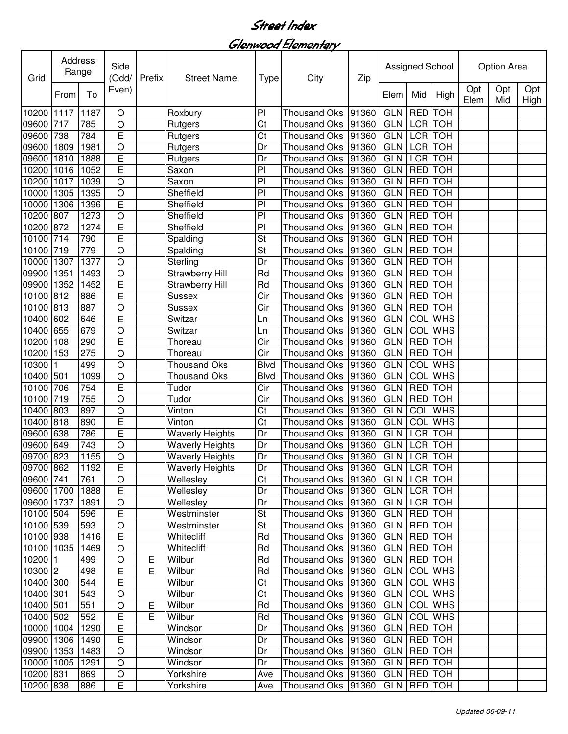# Street Index

## Glenwood Elementary

| Grid | Address Range | | Side (Odd/ Even) | Prefix | Street Name | Type | City | Zip | Assigned School | | | Option Area | | |
|---|---|---|---|---|---|---|---|---|---|---|---|---|---|---|
| | From | To | | | | | | | Elem | Mid | High | Opt Elem | Opt Mid | Opt High |
| 10200 | 1117 | 1187 | O | | Roxbury | Pl | Thousand Oks | 91360 | GLN | RED | TOH | | | |
| 09600 | 717 | 785 | O | | Rutgers | Ct | Thousand Oks | 91360 | GLN | LCR | TOH | | | |
| 09600 | 738 | 784 | E | | Rutgers | Ct | Thousand Oks | 91360 | GLN | LCR | TOH | | | |
| 09600 | 1809 | 1981 | O | | Rutgers | Dr | Thousand Oks | 91360 | GLN | LCR | TOH | | | |
| 09600 | 1810 | 1888 | E | | Rutgers | Dr | Thousand Oks | 91360 | GLN | LCR | TOH | | | |
| 10200 | 1016 | 1052 | E | | Saxon | Pl | Thousand Oks | 91360 | GLN | RED | TOH | | | |
| 10200 | 1017 | 1039 | O | | Saxon | Pl | Thousand Oks | 91360 | GLN | RED | TOH | | | |
| 10000 | 1305 | 1395 | O | | Sheffield | Pl | Thousand Oks | 91360 | GLN | RED | TOH | | | |
| 10000 | 1306 | 1396 | E | | Sheffield | Pl | Thousand Oks | 91360 | GLN | RED | TOH | | | |
| 10200 | 807 | 1273 | O | | Sheffield | Pl | Thousand Oks | 91360 | GLN | RED | TOH | | | |
| 10200 | 872 | 1274 | E | | Sheffield | Pl | Thousand Oks | 91360 | GLN | RED | TOH | | | |
| 10100 | 714 | 790 | E | | Spalding | St | Thousand Oks | 91360 | GLN | RED | TOH | | | |
| 10100 | 719 | 779 | O | | Spalding | St | Thousand Oks | 91360 | GLN | RED | TOH | | | |
| 10000 | 1307 | 1377 | O | | Sterling | Dr | Thousand Oks | 91360 | GLN | RED | TOH | | | |
| 09900 | 1351 | 1493 | O | | Strawberry Hill | Rd | Thousand Oks | 91360 | GLN | RED | TOH | | | |
| 09900 | 1352 | 1452 | E | | Strawberry Hill | Rd | Thousand Oks | 91360 | GLN | RED | TOH | | | |
| 10100 | 812 | 886 | E | | Sussex | Cir | Thousand Oks | 91360 | GLN | RED | TOH | | | |
| 10100 | 813 | 887 | O | | Sussex | Cir | Thousand Oks | 91360 | GLN | RED | TOH | | | |
| 10400 | 602 | 646 | E | | Switzar | Ln | Thousand Oks | 91360 | GLN | COL | WHS | | | |
| 10400 | 655 | 679 | O | | Switzar | Ln | Thousand Oks | 91360 | GLN | COL | WHS | | | |
| 10200 | 108 | 290 | E | | Thoreau | Cir | Thousand Oks | 91360 | GLN | RED | TOH | | | |
| 10200 | 153 | 275 | O | | Thoreau | Cir | Thousand Oks | 91360 | GLN | RED | TOH | | | |
| 10300 | 1 | 499 | O | | Thousand Oks | Blvd | Thousand Oks | 91360 | GLN | COL | WHS | | | |
| 10400 | 501 | 1099 | O | | Thousand Oks | Blvd | Thousand Oks | 91360 | GLN | COL | WHS | | | |
| 10100 | 706 | 754 | E | | Tudor | Cir | Thousand Oks | 91360 | GLN | RED | TOH | | | |
| 10100 | 719 | 755 | O | | Tudor | Cir | Thousand Oks | 91360 | GLN | RED | TOH | | | |
| 10400 | 803 | 897 | O | | Vinton | Ct | Thousand Oks | 91360 | GLN | COL | WHS | | | |
| 10400 | 818 | 890 | E | | Vinton | Ct | Thousand Oks | 91360 | GLN | COL | WHS | | | |
| 09600 | 638 | 786 | E | | Waverly Heights | Dr | Thousand Oks | 91360 | GLN | LCR | TOH | | | |
| 09600 | 649 | 743 | O | | Waverly Heights | Dr | Thousand Oks | 91360 | GLN | LCR | TOH | | | |
| 09700 | 823 | 1155 | O | | Waverly Heights | Dr | Thousand Oks | 91360 | GLN | LCR | TOH | | | |
| 09700 | 862 | 1192 | E | | Waverly Heights | Dr | Thousand Oks | 91360 | GLN | LCR | TOH | | | |
| 09600 | 741 | 761 | O | | Wellesley | Ct | Thousand Oks | 91360 | GLN | LCR | TOH | | | |
| 09600 | 1700 | 1888 | E | | Wellesley | Dr | Thousand Oks | 91360 | GLN | LCR | TOH | | | |
| 09600 | 1737 | 1891 | O | | Wellesley | Dr | Thousand Oks | 91360 | GLN | LCR | TOH | | | |
| 10100 | 504 | 596 | E | | Westminster | St | Thousand Oks | 91360 | GLN | RED | TOH | | | |
| 10100 | 539 | 593 | O | | Westminster | St | Thousand Oks | 91360 | GLN | RED | TOH | | | |
| 10100 | 938 | 1416 | E | | Whitecliff | Rd | Thousand Oks | 91360 | GLN | RED | TOH | | | |
| 10100 | 1035 | 1469 | O | | Whitecliff | Rd | Thousand Oks | 91360 | GLN | RED | TOH | | | |
| 10200 | 1 | 499 | O | E | Wilbur | Rd | Thousand Oks | 91360 | GLN | RED | TOH | | | |
| 10300 | 2 | 498 | E | E | Wilbur | Rd | Thousand Oks | 91360 | GLN | COL | WHS | | | |
| 10400 | 300 | 544 | E | | Wilbur | Ct | Thousand Oks | 91360 | GLN | COL | WHS | | | |
| 10400 | 301 | 543 | O | | Wilbur | Ct | Thousand Oks | 91360 | GLN | COL | WHS | | | |
| 10400 | 501 | 551 | O | E | Wilbur | Rd | Thousand Oks | 91360 | GLN | COL | WHS | | | |
| 10400 | 502 | 552 | E | E | Wilbur | Rd | Thousand Oks | 91360 | GLN | COL | WHS | | | |
| 10000 | 1004 | 1290 | E | | Windsor | Dr | Thousand Oks | 91360 | GLN | RED | TOH | | | |
| 09900 | 1306 | 1490 | E | | Windsor | Dr | Thousand Oks | 91360 | GLN | RED | TOH | | | |
| 09900 | 1353 | 1483 | O | | Windsor | Dr | Thousand Oks | 91360 | GLN | RED | TOH | | | |
| 10000 | 1005 | 1291 | O | | Windsor | Dr | Thousand Oks | 91360 | GLN | RED | TOH | | | |
| 10200 | 831 | 869 | O | | Yorkshire | Ave | Thousand Oks | 91360 | GLN | RED | TOH | | | |
| 10200 | 838 | 886 | E | | Yorkshire | Ave | Thousand Oks | 91360 | GLN | RED | TOH | | | |

*Updated 06-09-11*